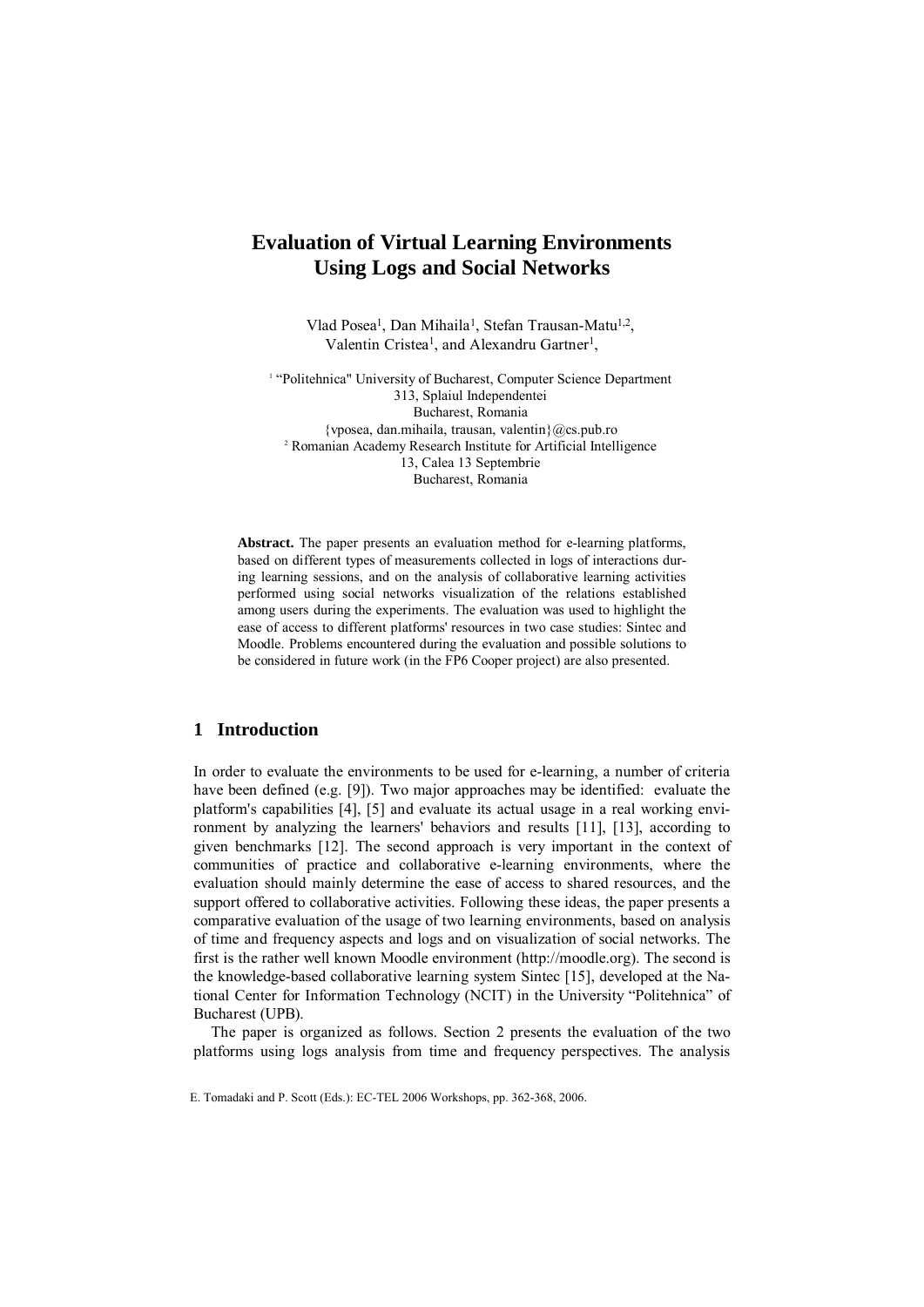# Evaluation of Virtual Learning Environments Using Logs and Social Networks

Vlad Posea[1], Dan Mihaila[1], Stefan Trausan-Matu[1,2], Valentin Cristea[1], and Alexandru Gartner[1],

[1] "Politehnica" University of Bucharest, Computer Science Department
313, Splaiul Independentei
Bucharest, Romania
{vposea, dan.mihaila, trausan, valentin}@cs.pub.ro
[2] Romanian Academy Research Institute for Artificial Intelligence
13, Calea 13 Septembrie
Bucharest, Romania

**Abstract.** The paper presents an evaluation method for e-learning platforms, based on different types of measurements collected in logs of interactions during learning sessions, and on the analysis of collaborative learning activities performed using social networks visualization of the relations established among users during the experiments. The evaluation was used to highlight the ease of access to different platforms' resources in two case studies: Sintec and Moodle. Problems encountered during the evaluation and possible solutions to be considered in future work (in the FP6 Cooper project) are also presented.

## 1 Introduction

In order to evaluate the environments to be used for e-learning, a number of criteria have been defined (e.g. [9]). Two major approaches may be identified: evaluate the platform's capabilities [4], [5] and evaluate its actual usage in a real working environment by analyzing the learners' behaviors and results [11], [13], according to given benchmarks [12]. The second approach is very important in the context of communities of practice and collaborative e-learning environments, where the evaluation should mainly determine the ease of access to shared resources, and the support offered to collaborative activities. Following these ideas, the paper presents a comparative evaluation of the usage of two learning environments, based on analysis of time and frequency aspects and logs and on visualization of social networks. The first is the rather well known Moodle environment (http://moodle.org). The second is the knowledge-based collaborative learning system Sintec [15], developed at the National Center for Information Technology (NCIT) in the University "Politehnica" of Bucharest (UPB).

The paper is organized as follows. Section 2 presents the evaluation of the two platforms using logs analysis from time and frequency perspectives. The analysis

E. Tomadaki and P. Scott (Eds.): EC-TEL 2006 Workshops, pp. 362-368, 2006.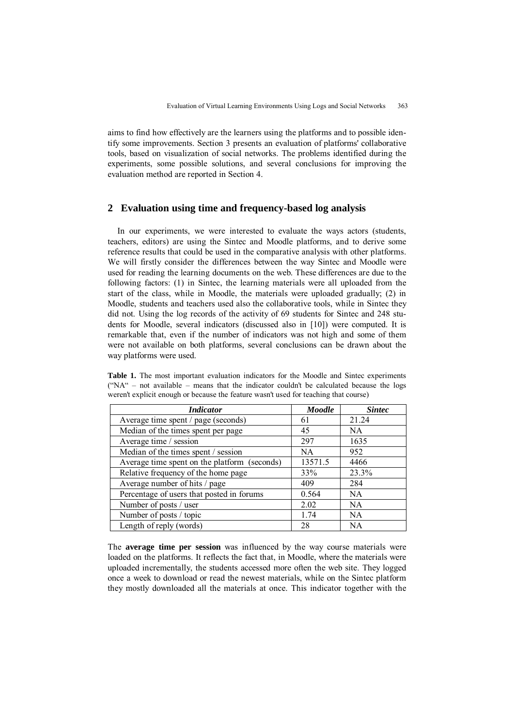aims to find how effectively are the learners using the platforms and to possible identify some improvements. Section 3 presents an evaluation of platforms' collaborative tools, based on visualization of social networks. The problems identified during the experiments, some possible solutions, and several conclusions for improving the evaluation method are reported in Section 4.

## 2 Evaluation using time and frequency-based log analysis

In our experiments, we were interested to evaluate the ways actors (students, teachers, editors) are using the Sintec and Moodle platforms, and to derive some reference results that could be used in the comparative analysis with other platforms. We will firstly consider the differences between the way Sintec and Moodle were used for reading the learning documents on the web. These differences are due to the following factors: (1) in Sintec, the learning materials were all uploaded from the start of the class, while in Moodle, the materials were uploaded gradually; (2) in Moodle, students and teachers used also the collaborative tools, while in Sintec they did not. Using the log records of the activity of 69 students for Sintec and 248 students for Moodle, several indicators (discussed also in [10]) were computed. It is remarkable that, even if the number of indicators was not high and some of them were not available on both platforms, several conclusions can be drawn about the way platforms were used.

**Table 1.** The most important evaluation indicators for the Moodle and Sintec experiments ("NA" – not available – means that the indicator couldn't be calculated because the logs weren't explicit enough or because the feature wasn't used for teaching that course)

| *Indicator* | *Moodle* | *Sintec* |
|---|---|---|
| Average time spent / page (seconds) | 61 | 21.24 |
| Median of the times spent per page | 45 | NA |
| Average time / session | 297 | 1635 |
| Median of the times spent / session | NA | 952 |
| Average time spent on the platform (seconds) | 13571.5 | 4466 |
| Relative frequency of the home page | 33% | 23.3% |
| Average number of hits / page | 409 | 284 |
| Percentage of users that posted in forums | 0.564 | NA |
| Number of posts / user | 2.02 | NA |
| Number of posts / topic | 1.74 | NA |
| Length of reply (words) | 28 | NA |

The **average time per session** was influenced by the way course materials were loaded on the platforms. It reflects the fact that, in Moodle, where the materials were uploaded incrementally, the students accessed more often the web site. They logged once a week to download or read the newest materials, while on the Sintec platform they mostly downloaded all the materials at once. This indicator together with the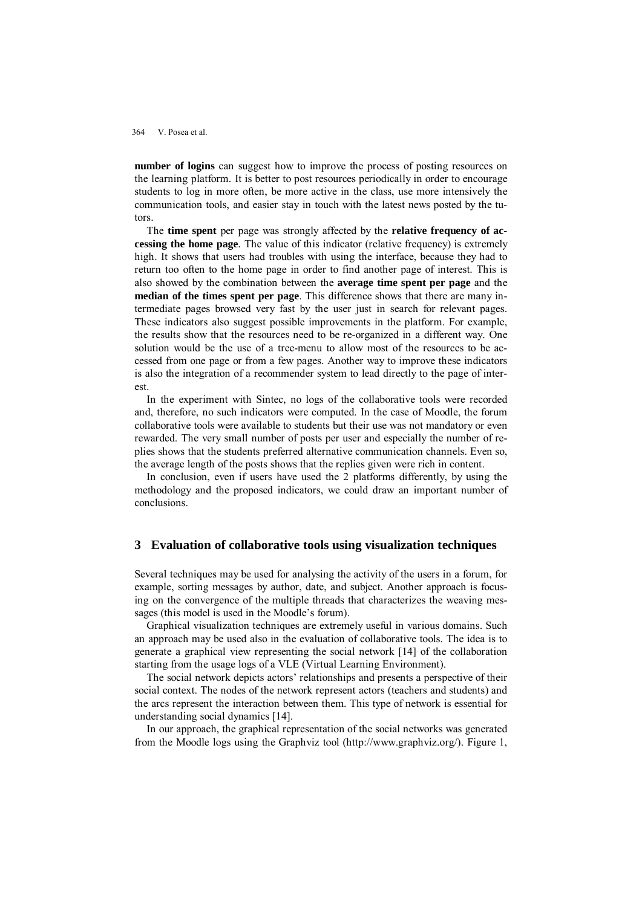**number of logins** can suggest how to improve the process of posting resources on the learning platform. It is better to post resources periodically in order to encourage students to log in more often, be more active in the class, use more intensively the communication tools, and easier stay in touch with the latest news posted by the tutors.

The **time spent** per page was strongly affected by the **relative frequency of accessing the home page**. The value of this indicator (relative frequency) is extremely high. It shows that users had troubles with using the interface, because they had to return too often to the home page in order to find another page of interest. This is also showed by the combination between the **average time spent per page** and the **median of the times spent per page**. This difference shows that there are many intermediate pages browsed very fast by the user just in search for relevant pages. These indicators also suggest possible improvements in the platform. For example, the results show that the resources need to be re-organized in a different way. One solution would be the use of a tree-menu to allow most of the resources to be accessed from one page or from a few pages. Another way to improve these indicators is also the integration of a recommender system to lead directly to the page of interest.

In the experiment with Sintec, no logs of the collaborative tools were recorded and, therefore, no such indicators were computed. In the case of Moodle, the forum collaborative tools were available to students but their use was not mandatory or even rewarded. The very small number of posts per user and especially the number of replies shows that the students preferred alternative communication channels. Even so, the average length of the posts shows that the replies given were rich in content.

In conclusion, even if users have used the 2 platforms differently, by using the methodology and the proposed indicators, we could draw an important number of conclusions.

## 3 Evaluation of collaborative tools using visualization techniques

Several techniques may be used for analysing the activity of the users in a forum, for example, sorting messages by author, date, and subject. Another approach is focusing on the convergence of the multiple threads that characterizes the weaving messages (this model is used in the Moodle's forum).

Graphical visualization techniques are extremely useful in various domains. Such an approach may be used also in the evaluation of collaborative tools. The idea is to generate a graphical view representing the social network [14] of the collaboration starting from the usage logs of a VLE (Virtual Learning Environment).

The social network depicts actors' relationships and presents a perspective of their social context. The nodes of the network represent actors (teachers and students) and the arcs represent the interaction between them. This type of network is essential for understanding social dynamics [14].

In our approach, the graphical representation of the social networks was generated from the Moodle logs using the Graphviz tool (http://www.graphviz.org/). Figure 1,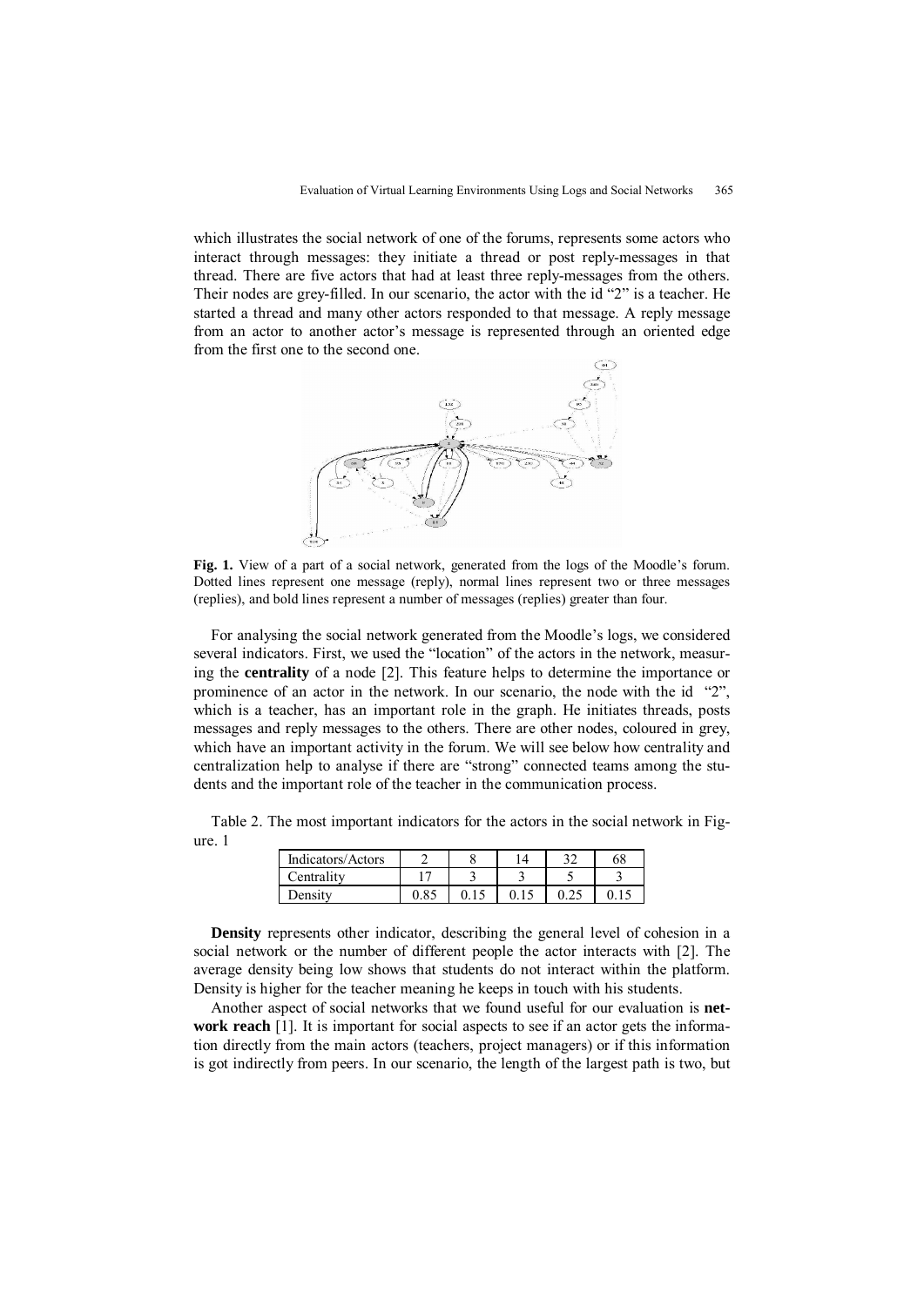which illustrates the social network of one of the forums, represents some actors who interact through messages: they initiate a thread or post reply-messages in that thread. There are five actors that had at least three reply-messages from the others. Their nodes are grey-filled. In our scenario, the actor with the id "2" is a teacher. He started a thread and many other actors responded to that message. A reply message from an actor to another actor's message is represented through an oriented edge from the first one to the second one.

**Fig. 1.** View of a part of a social network, generated from the logs of the Moodle's forum. Dotted lines represent one message (reply), normal lines represent two or three messages (replies), and bold lines represent a number of messages (replies) greater than four.

For analysing the social network generated from the Moodle's logs, we considered several indicators. First, we used the "location" of the actors in the network, measuring the **centrality** of a node [2]. This feature helps to determine the importance or prominence of an actor in the network. In our scenario, the node with the id "2", which is a teacher, has an important role in the graph. He initiates threads, posts messages and reply messages to the others. There are other nodes, coloured in grey, which have an important activity in the forum. We will see below how centrality and centralization help to analyse if there are "strong" connected teams among the students and the important role of the teacher in the communication process.

Table 2. The most important indicators for the actors in the social network in Figure. 1

| Indicators/Actors | 2 | 8 | 14 | 32 | 68 |
|---|---|---|---|---|---|
| Centrality | 17 | 3 | 3 | 5 | 3 |
| Density | 0.85 | 0.15 | 0.15 | 0.25 | 0.15 |

**Density** represents other indicator, describing the general level of cohesion in a social network or the number of different people the actor interacts with [2]. The average density being low shows that students do not interact within the platform. Density is higher for the teacher meaning he keeps in touch with his students.

Another aspect of social networks that we found useful for our evaluation is **network reach** [1]. It is important for social aspects to see if an actor gets the information directly from the main actors (teachers, project managers) or if this information is got indirectly from peers. In our scenario, the length of the largest path is two, but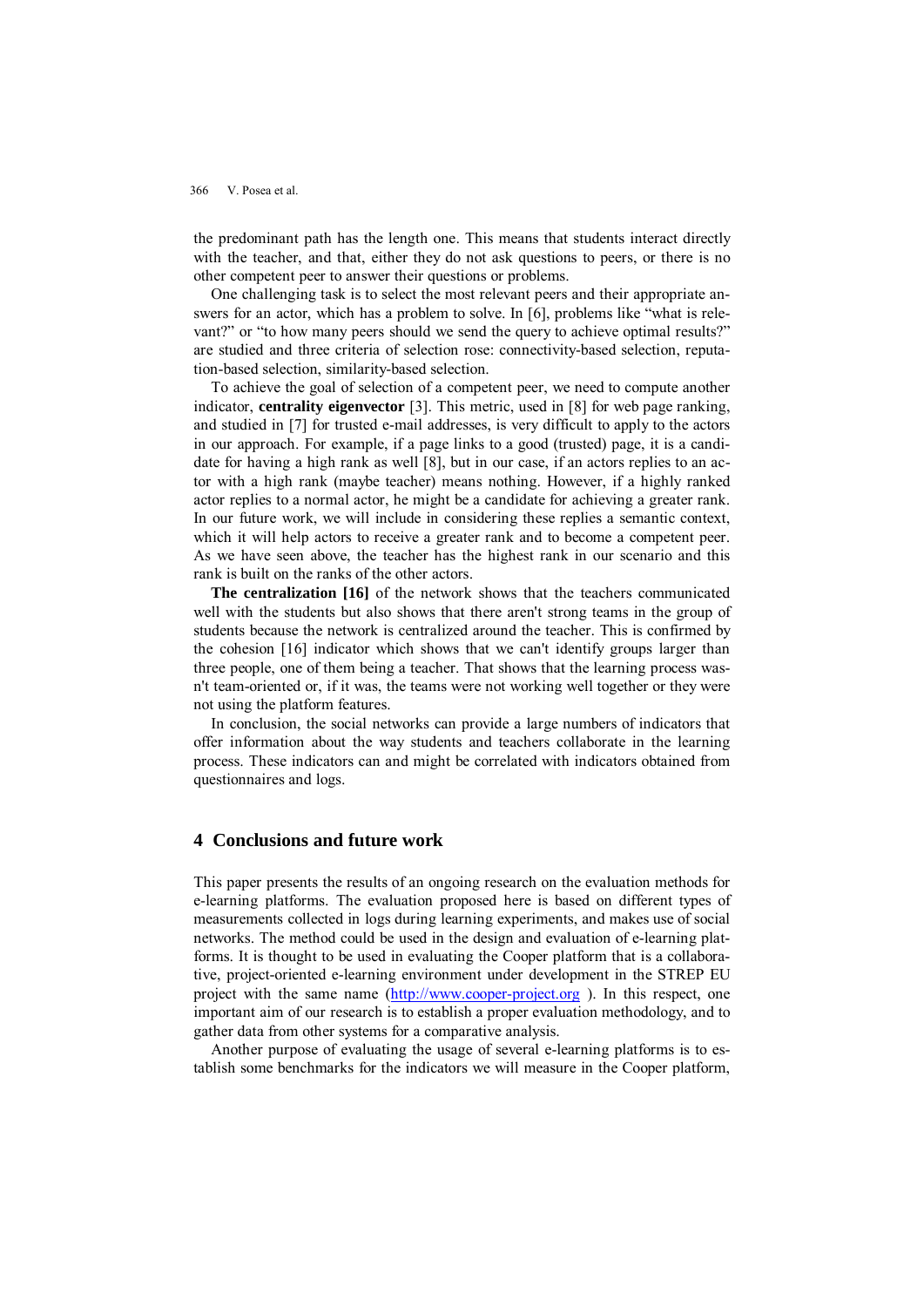the predominant path has the length one. This means that students interact directly with the teacher, and that, either they do not ask questions to peers, or there is no other competent peer to answer their questions or problems.

One challenging task is to select the most relevant peers and their appropriate answers for an actor, which has a problem to solve. In [6], problems like "what is relevant?" or "to how many peers should we send the query to achieve optimal results?" are studied and three criteria of selection rose: connectivity-based selection, reputation-based selection, similarity-based selection.

To achieve the goal of selection of a competent peer, we need to compute another indicator, **centrality eigenvector** [3]. This metric, used in [8] for web page ranking, and studied in [7] for trusted e-mail addresses, is very difficult to apply to the actors in our approach. For example, if a page links to a good (trusted) page, it is a candidate for having a high rank as well [8], but in our case, if an actors replies to an actor with a high rank (maybe teacher) means nothing. However, if a highly ranked actor replies to a normal actor, he might be a candidate for achieving a greater rank. In our future work, we will include in considering these replies a semantic context, which it will help actors to receive a greater rank and to become a competent peer. As we have seen above, the teacher has the highest rank in our scenario and this rank is built on the ranks of the other actors.

**The centralization [16]** of the network shows that the teachers communicated well with the students but also shows that there aren't strong teams in the group of students because the network is centralized around the teacher. This is confirmed by the cohesion [16] indicator which shows that we can't identify groups larger than three people, one of them being a teacher. That shows that the learning process wasn't team-oriented or, if it was, the teams were not working well together or they were not using the platform features.

In conclusion, the social networks can provide a large numbers of indicators that offer information about the way students and teachers collaborate in the learning process. These indicators can and might be correlated with indicators obtained from questionnaires and logs.

## 4 Conclusions and future work

This paper presents the results of an ongoing research on the evaluation methods for e-learning platforms. The evaluation proposed here is based on different types of measurements collected in logs during learning experiments, and makes use of social networks. The method could be used in the design and evaluation of e-learning platforms. It is thought to be used in evaluating the Cooper platform that is a collaborative, project-oriented e-learning environment under development in the STREP EU project with the same name (http://www.cooper-project.org ). In this respect, one important aim of our research is to establish a proper evaluation methodology, and to gather data from other systems for a comparative analysis.

Another purpose of evaluating the usage of several e-learning platforms is to establish some benchmarks for the indicators we will measure in the Cooper platform,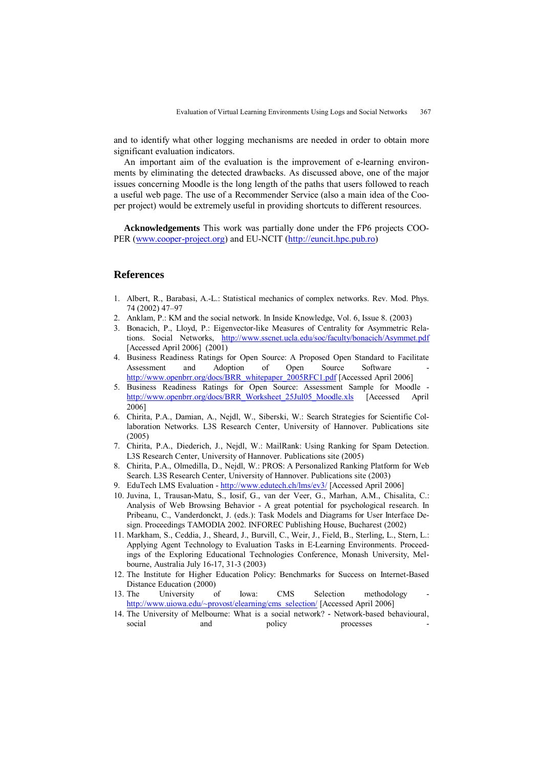and to identify what other logging mechanisms are needed in order to obtain more significant evaluation indicators.

An important aim of the evaluation is the improvement of e-learning environments by eliminating the detected drawbacks. As discussed above, one of the major issues concerning Moodle is the long length of the paths that users followed to reach a useful web page. The use of a Recommender Service (also a main idea of the Cooper project) would be extremely useful in providing shortcuts to different resources.

**Acknowledgements** This work was partially done under the FP6 projects COOPER (www.cooper-project.org) and EU-NCIT (http://euncit.hpc.pub.ro)

## References

1. Albert, R., Barabasi, A.-L.: Statistical mechanics of complex networks. Rev. Mod. Phys. 74 (2002) 47–97
2. Anklam, P.: KM and the social network. In Inside Knowledge, Vol. 6, Issue 8. (2003)
3. Bonacich, P., Lloyd, P.: Eigenvector-like Measures of Centrality for Asymmetric Relations. Social Networks, http://www.sscnet.ucla.edu/soc/faculty/bonacich/Asymmet.pdf [Accessed April 2006] (2001)
4. Business Readiness Ratings for Open Source: A Proposed Open Standard to Facilitate Assessment and Adoption of Open Source Software - http://www.openbrr.org/docs/BRR_whitepaper_2005RFC1.pdf [Accessed April 2006]
5. Business Readiness Ratings for Open Source: Assessment Sample for Moodle - http://www.openbrr.org/docs/BRR_Worksheet_25Jul05_Moodle.xls [Accessed April 2006]
6. Chirita, P.A., Damian, A., Nejdl, W., Siberski, W.: Search Strategies for Scientific Collaboration Networks. L3S Research Center, University of Hannover. Publications site (2005)
7. Chirita, P.A., Diederich, J., Nejdl, W.: MailRank: Using Ranking for Spam Detection. L3S Research Center, University of Hannover. Publications site (2005)
8. Chirita, P.A., Olmedilla, D., Nejdl, W.: PROS: A Personalized Ranking Platform for Web Search. L3S Research Center, University of Hannover. Publications site (2003)
9. EduTech LMS Evaluation - http://www.edutech.ch/lms/ev3/ [Accessed April 2006]
10. Juvina, I., Trausan-Matu, S., Iosif, G., van der Veer, G., Marhan, A.M., Chisalita, C.: Analysis of Web Browsing Behavior - A great potential for psychological research. In Pribeanu, C., Vanderdonckt, J. (eds.): Task Models and Diagrams for User Interface Design. Proceedings TAMODIA 2002. INFOREC Publishing House, Bucharest (2002)
11. Markham, S., Ceddia, J., Sheard, J., Burvill, C., Weir, J., Field, B., Sterling, L., Stern, L.: Applying Agent Technology to Evaluation Tasks in E-Learning Environments. Proceedings of the Exploring Educational Technologies Conference, Monash University, Melbourne, Australia July 16-17, 31-3 (2003)
12. The Institute for Higher Education Policy: Benchmarks for Success on Internet-Based Distance Education (2000)
13. The University of Iowa: CMS Selection methodology - http://www.uiowa.edu/~provost/elearning/cms_selection/ [Accessed April 2006]
14. The University of Melbourne: What is a social network? - Network-based behavioural, social and policy processes -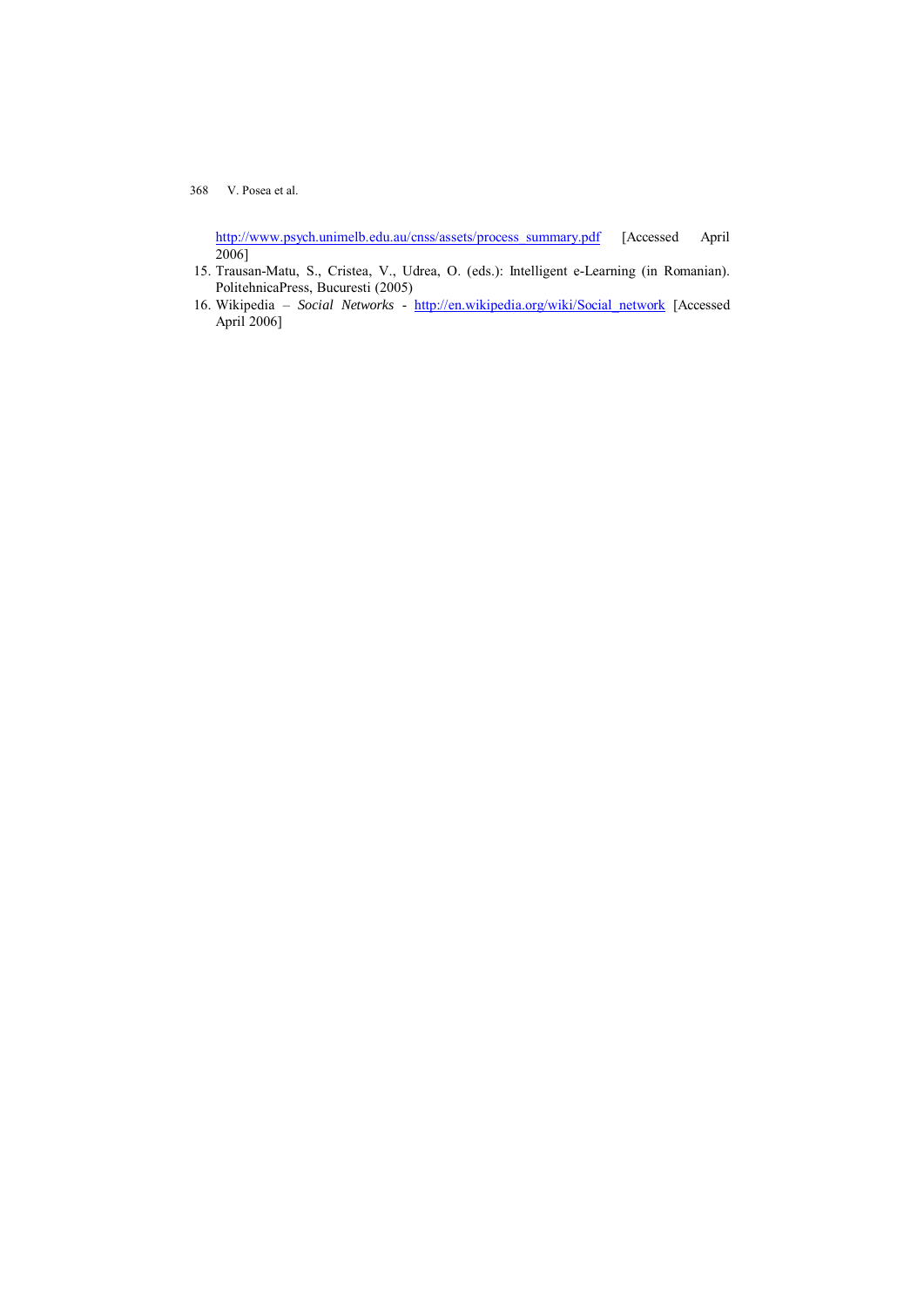http://www.psych.unimelb.edu.au/cnss/assets/process_summary.pdf [Accessed April 2006]

15. Trausan-Matu, S., Cristea, V., Udrea, O. (eds.): Intelligent e-Learning (in Romanian). PolitehnicaPress, Bucuresti (2005)
16. Wikipedia – *Social Networks* - http://en.wikipedia.org/wiki/Social_network [Accessed April 2006]